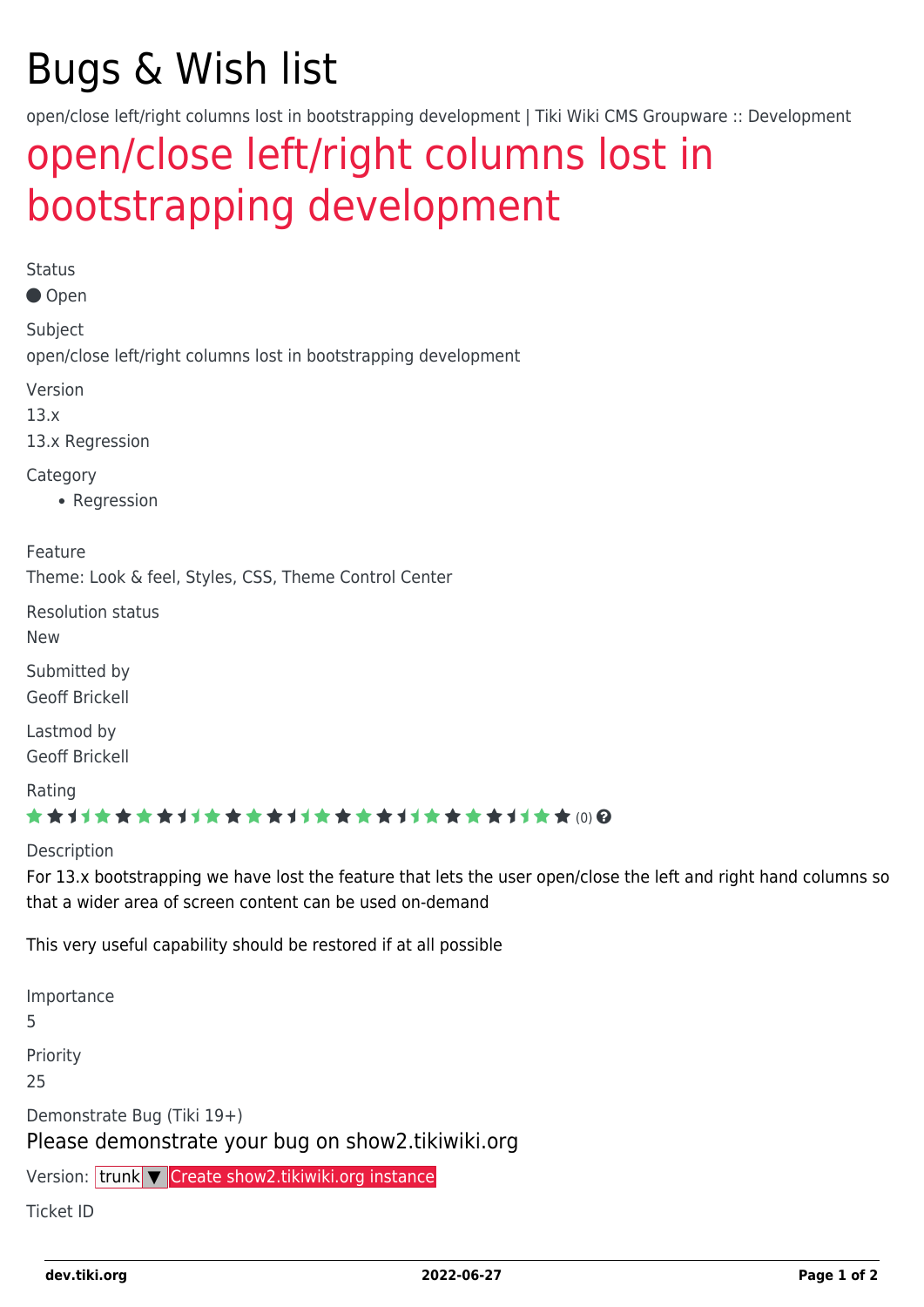# Bugs & Wish list

open/close left/right columns lost in bootstrapping development | Tiki Wiki CMS Groupware :: Development

## open/close left/right columns lost in bootstrapping development

Status

● Open

Subject

open/close left/right columns lost in bootstrapping development

Version

13.x

13.x Regression

Category

- Regression

Feature

Theme: Look & feel, Styles, CSS, Theme Control Center

Resolution status

New

Submitted by

Geoff Brickell

Lastmod by

Geoff Brickell

Rating

(0)

Description

For 13.x bootstrapping we have lost the feature that lets the user open/close the left and right hand columns so that a wider area of screen content can be used on-demand

This very useful capability should be restored if at all possible

Importance

5

Priority

25

Demonstrate Bug (Tiki 19+)

Please demonstrate your bug on show2.tikiwiki.org

Version: trunk ▼ Create show2.tikiwiki.org instance

Ticket ID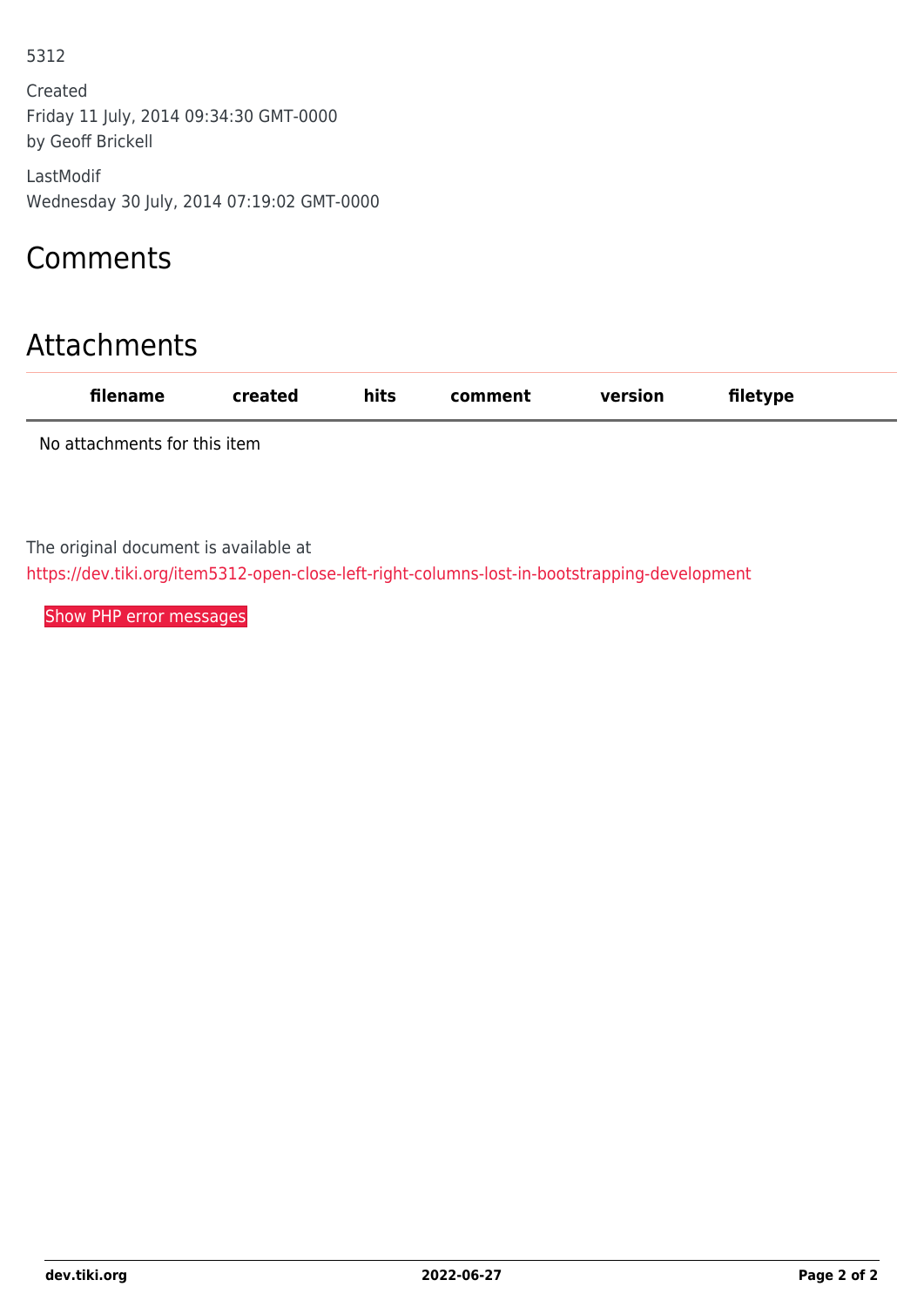5312

Created
Friday 11 July, 2014 09:34:30 GMT-0000
by Geoff Brickell

LastModif
Wednesday 30 July, 2014 07:19:02 GMT-0000

## Comments

## Attachments

| filename | created | hits | comment | version | filetype |
|---|---|---|---|---|---|
| No attachments for this item | | | | | |

The original document is available at
https://dev.tiki.org/item5312-open-close-left-right-columns-lost-in-bootstrapping-development

Show PHP error messages